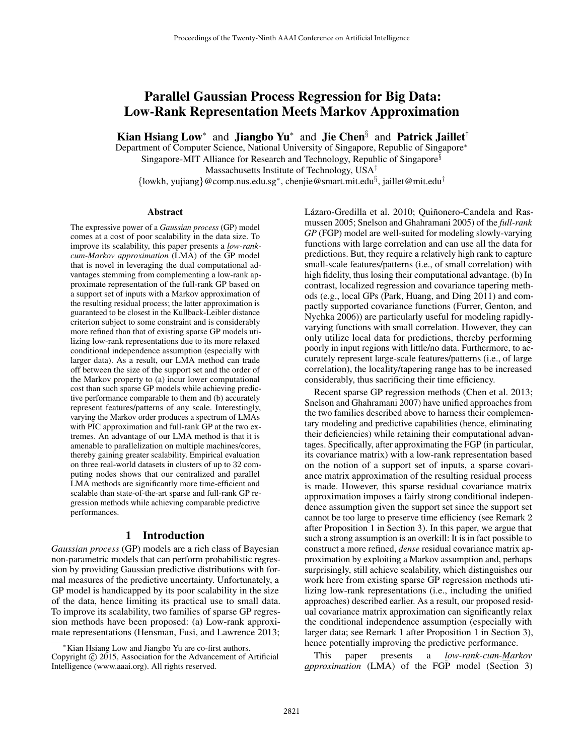# Parallel Gaussian Process Regression for Big Data: Low-Rank Representation Meets Markov Approximation

**Kian Hsiang Low*** and **Jiangbo Yu*** and **Jie Chen**[§] and **Patrick Jaillet**[†]

Department of Computer Science, National University of Singapore, Republic of Singapore*
Singapore-MIT Alliance for Research and Technology, Republic of Singapore[§]
Massachusetts Institute of Technology, USA[†]
{lowkh, yujiang}@comp.nus.edu.sg*, chenjie@smart.mit.edu[§], jaillet@mit.edu[†]

### Abstract

The expressive power of a *Gaussian process* (GP) model comes at a cost of poor scalability in the data size. To improve its scalability, this paper presents a *low-rank-cum-Markov approximation* (LMA) of the GP model that is novel in leveraging the dual computational advantages stemming from complementing a low-rank approximate representation of the full-rank GP based on a support set of inputs with a Markov approximation of the resulting residual process; the latter approximation is guaranteed to be closest in the Kullback-Leibler distance criterion subject to some constraint and is considerably more refined than that of existing sparse GP models utilizing low-rank representations due to its more relaxed conditional independence assumption (especially with larger data). As a result, our LMA method can trade off between the size of the support set and the order of the Markov property to (a) incur lower computational cost than such sparse GP models while achieving predictive performance comparable to them and (b) accurately represent features/patterns of any scale. Interestingly, varying the Markov order produces a spectrum of LMAs with PIC approximation and full-rank GP at the two extremes. An advantage of our LMA method is that it is amenable to parallelization on multiple machines/cores, thereby gaining greater scalability. Empirical evaluation on three real-world datasets in clusters of up to 32 computing nodes shows that our centralized and parallel LMA methods are significantly more time-efficient and scalable than state-of-the-art sparse and full-rank GP regression methods while achieving comparable predictive performances.

## 1 Introduction

*Gaussian process* (GP) models are a rich class of Bayesian non-parametric models that can perform probabilistic regression by providing Gaussian predictive distributions with formal measures of the predictive uncertainty. Unfortunately, a GP model is handicapped by its poor scalability in the size of the data, hence limiting its practical use to small data. To improve its scalability, two families of sparse GP regression methods have been proposed: (a) Low-rank approximate representations (Hensman, Fusi, and Lawrence 2013; Lázaro-Gredilla et al. 2010; Quiñonero-Candela and Rasmussen 2005; Snelson and Ghahramani 2005) of the *full-rank GP* (FGP) model are well-suited for modeling slowly-varying functions with large correlation and can use all the data for predictions. But, they require a relatively high rank to capture small-scale features/patterns (i.e., of small correlation) with high fidelity, thus losing their computational advantage. (b) In contrast, localized regression and covariance tapering methods (e.g., local GPs (Park, Huang, and Ding 2011) and compactly supported covariance functions (Furrer, Genton, and Nychka 2006)) are particularly useful for modeling rapidly-varying functions with small correlation. However, they can only utilize local data for predictions, thereby performing poorly in input regions with little/no data. Furthermore, to accurately represent large-scale features/patterns (i.e., of large correlation), the locality/tapering range has to be increased considerably, thus sacrificing their time efficiency.

Recent sparse GP regression methods (Chen et al. 2013; Snelson and Ghahramani 2007) have unified approaches from the two families described above to harness their complementary modeling and predictive capabilities (hence, eliminating their deficiencies) while retaining their computational advantages. Specifically, after approximating the FGP (in particular, its covariance matrix) with a low-rank representation based on the notion of a support set of inputs, a sparse covariance matrix approximation of the resulting residual process is made. However, this sparse residual covariance matrix approximation imposes a fairly strong conditional independence assumption given the support set since the support set cannot be too large to preserve time efficiency (see Remark 2 after Proposition 1 in Section 3). In this paper, we argue that such a strong assumption is an overkill: It is in fact possible to construct a more refined, *dense* residual covariance matrix approximation by exploiting a Markov assumption and, perhaps surprisingly, still achieve scalability, which distinguishes our work here from existing sparse GP regression methods utilizing low-rank representations (i.e., including the unified approaches) described earlier. As a result, our proposed residual covariance matrix approximation can significantly relax the conditional independence assumption (especially with larger data; see Remark 1 after Proposition 1 in Section 3), hence potentially improving the predictive performance.

This paper presents a *low-rank-cum-Markov approximation* (LMA) of the FGP model (Section 3)

---

*Kian Hsiang Low and Jiangbo Yu are co-first authors.
Copyright © 2015, Association for the Advancement of Artificial Intelligence (www.aaai.org). All rights reserved.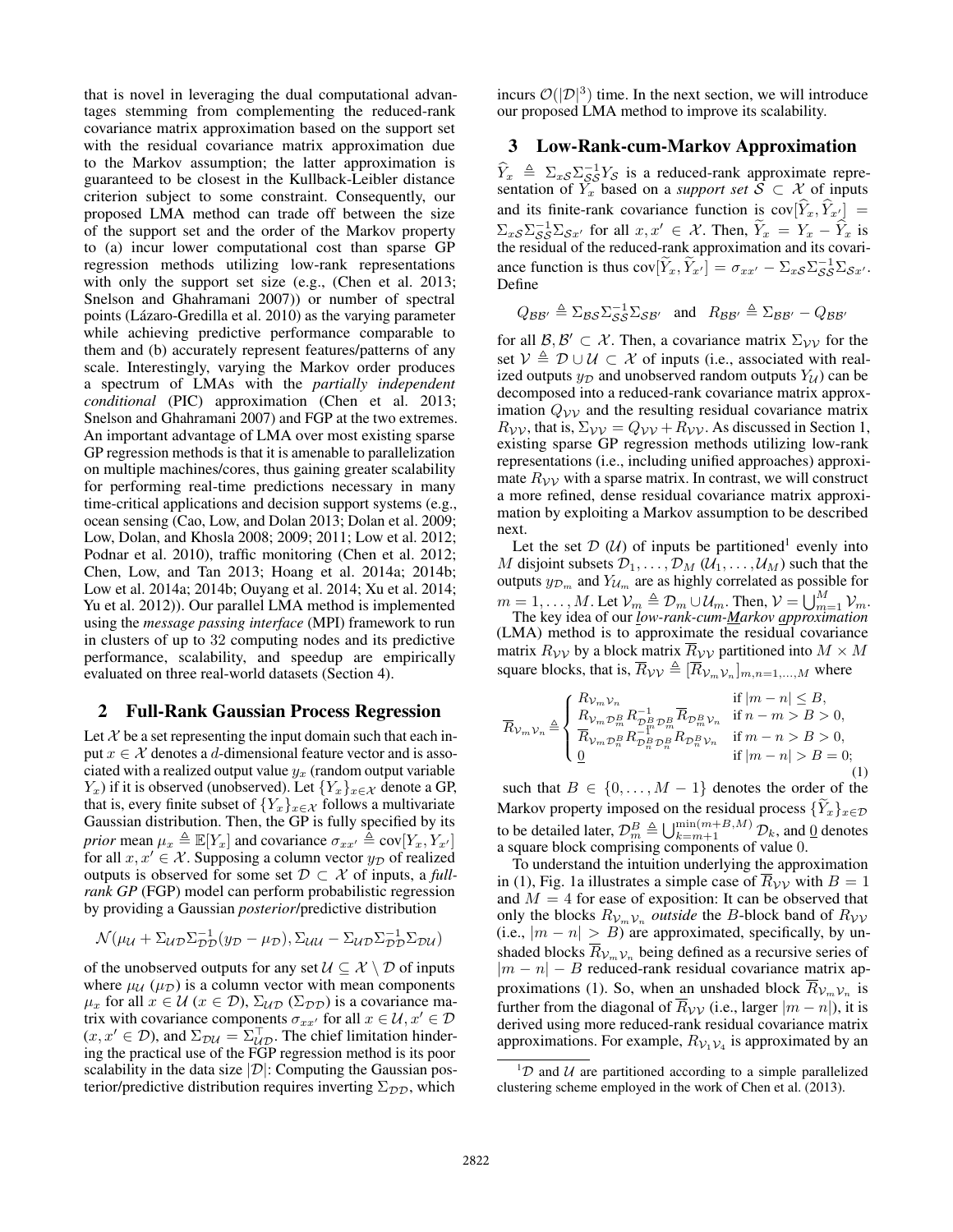that is novel in leveraging the dual computational advantages stemming from complementing the reduced-rank covariance matrix approximation based on the support set with the residual covariance matrix approximation due to the Markov assumption; the latter approximation is guaranteed to be closest in the Kullback-Leibler distance criterion subject to some constraint. Consequently, our proposed LMA method can trade off between the size of the support set and the order of the Markov property to (a) incur lower computational cost than sparse GP regression methods utilizing low-rank representations with only the support set size (e.g., (Chen et al. 2013; Snelson and Ghahramani 2007)) or number of spectral points (Lázaro-Gredilla et al. 2010) as the varying parameter while achieving predictive performance comparable to them and (b) accurately represent features/patterns of any scale. Interestingly, varying the Markov order produces a spectrum of LMAs with the *partially independent conditional* (PIC) approximation (Chen et al. 2013; Snelson and Ghahramani 2007) and FGP at the two extremes. An important advantage of LMA over most existing sparse GP regression methods is that it is amenable to parallelization on multiple machines/cores, thus gaining greater scalability for performing real-time predictions necessary in many time-critical applications and decision support systems (e.g., ocean sensing (Cao, Low, and Dolan 2013; Dolan et al. 2009; Low, Dolan, and Khosla 2008; 2009; 2011; Low et al. 2012; Podnar et al. 2010), traffic monitoring (Chen et al. 2012; Chen, Low, and Tan 2013; Hoang et al. 2014a; 2014b; Low et al. 2014a; 2014b; Ouyang et al. 2014; Xu et al. 2014; Yu et al. 2012)). Our parallel LMA method is implemented using the *message passing interface* (MPI) framework to run in clusters of up to 32 computing nodes and its predictive performance, scalability, and speedup are empirically evaluated on three real-world datasets (Section 4).

## 2 Full-Rank Gaussian Process Regression

Let $\mathcal{X}$ be a set representing the input domain such that each input $x \in \mathcal{X}$ denotes a $d$-dimensional feature vector and is associated with a realized output value $y_x$ (random output variable $Y_x$) if it is observed (unobserved). Let $\{Y_x\}_{x\in\mathcal{X}}$ denote a GP, that is, every finite subset of $\{Y_x\}_{x\in\mathcal{X}}$ follows a multivariate Gaussian distribution. Then, the GP is fully specified by its *prior* mean $\mu_x \triangleq \mathbb{E}[Y_x]$ and covariance $\sigma_{xx'} \triangleq \text{cov}[Y_x, Y_{x'}]$ for all $x, x' \in \mathcal{X}$. Supposing a column vector $y_\mathcal{D}$ of realized outputs is observed for some set $\mathcal{D} \subset \mathcal{X}$ of inputs, a *full-rank GP* (FGP) model can perform probabilistic regression by providing a Gaussian *posterior*/predictive distribution

$$\mathcal{N}(\mu_\mathcal{U} + \Sigma_{\mathcal{U}\mathcal{D}}\Sigma_{\mathcal{D}\mathcal{D}}^{-1}(y_\mathcal{D} - \mu_\mathcal{D}), \Sigma_{\mathcal{U}\mathcal{U}} - \Sigma_{\mathcal{U}\mathcal{D}}\Sigma_{\mathcal{D}\mathcal{D}}^{-1}\Sigma_{\mathcal{D}\mathcal{U}})$$

of the unobserved outputs for any set $\mathcal{U} \subseteq \mathcal{X} \setminus \mathcal{D}$ of inputs where $\mu_\mathcal{U}$ ($\mu_\mathcal{D}$) is a column vector with mean components $\mu_x$ for all $x \in \mathcal{U}$ ($x \in \mathcal{D}$), $\Sigma_{\mathcal{U}\mathcal{D}}$ ($\Sigma_{\mathcal{D}\mathcal{D}}$) is a covariance matrix with covariance components $\sigma_{xx'}$ for all $x \in \mathcal{U}, x' \in \mathcal{D}$ ($x, x' \in \mathcal{D}$), and $\Sigma_{\mathcal{D}\mathcal{U}} = \Sigma_{\mathcal{U}\mathcal{D}}^\top$. The chief limitation hindering the practical use of the FGP regression method is its poor scalability in the data size $|\mathcal{D}|$: Computing the Gaussian posterior/predictive distribution requires inverting $\Sigma_{\mathcal{D}\mathcal{D}}$, which incurs $\mathcal{O}(|\mathcal{D}|^3)$ time. In the next section, we will introduce our proposed LMA method to improve its scalability.

## 3 Low-Rank-cum-Markov Approximation

$\widehat{Y}_x \triangleq \Sigma_{x\mathcal{S}}\Sigma_{\mathcal{S}\mathcal{S}}^{-1}Y_\mathcal{S}$ is a reduced-rank approximate representation of $Y_x$ based on a *support set* $\mathcal{S} \subset \mathcal{X}$ of inputs and its finite-rank covariance function is $\text{cov}[\widehat{Y}_x, \widehat{Y}_{x'}] = \Sigma_{x\mathcal{S}}\Sigma_{\mathcal{S}\mathcal{S}}^{-1}\Sigma_{\mathcal{S}x'}$ for all $x, x' \in \mathcal{X}$. Then, $\widetilde{Y}_x = Y_x - \widehat{Y}_x$ is the residual of the reduced-rank approximation and its covariance function is thus $\text{cov}[\widetilde{Y}_x, \widetilde{Y}_{x'}] = \sigma_{xx'} - \Sigma_{x\mathcal{S}}\Sigma_{\mathcal{S}\mathcal{S}}^{-1}\Sigma_{\mathcal{S}x'}$. Define

$$Q_{\mathcal{B}\mathcal{B}'} \triangleq \Sigma_{\mathcal{B}\mathcal{S}}\Sigma_{\mathcal{S}\mathcal{S}}^{-1}\Sigma_{\mathcal{S}\mathcal{B}'} \quad \text{and} \quad R_{\mathcal{B}\mathcal{B}'} \triangleq \Sigma_{\mathcal{B}\mathcal{B}'} - Q_{\mathcal{B}\mathcal{B}'}$$

for all $\mathcal{B}, \mathcal{B}' \subset \mathcal{X}$. Then, a covariance matrix $\Sigma_{\mathcal{V}\mathcal{V}}$ for the set $\mathcal{V} \triangleq \mathcal{D} \cup \mathcal{U} \subset \mathcal{X}$ of inputs (i.e., associated with realized outputs $y_\mathcal{D}$ and unobserved random outputs $Y_\mathcal{U}$) can be decomposed into a reduced-rank covariance matrix approximation $Q_{\mathcal{V}\mathcal{V}}$ and the resulting residual covariance matrix $R_{\mathcal{V}\mathcal{V}}$, that is, $\Sigma_{\mathcal{V}\mathcal{V}} = Q_{\mathcal{V}\mathcal{V}} + R_{\mathcal{V}\mathcal{V}}$. As discussed in Section 1, existing sparse GP regression methods utilizing low-rank representations (i.e., including unified approaches) approximate $R_{\mathcal{V}\mathcal{V}}$ with a sparse matrix. In contrast, we will construct a more refined, dense residual covariance matrix approximation by exploiting a Markov assumption to be described next.

Let the set $\mathcal{D}$ ($\mathcal{U}$) of inputs be partitioned[1] evenly into $M$ disjoint subsets $\mathcal{D}_1, \ldots, \mathcal{D}_M$ ($\mathcal{U}_1, \ldots, \mathcal{U}_M$) such that the outputs $y_{\mathcal{D}_m}$ and $Y_{\mathcal{U}_m}$ are as highly correlated as possible for $m = 1, \ldots, M$. Let $\mathcal{V}_m \triangleq \mathcal{D}_m \cup \mathcal{U}_m$. Then, $\mathcal{V} = \bigcup_{m=1}^{M} \mathcal{V}_m$.

The key idea of our ***l**ow-rank-cum-**M**arkov **a**pproximation* (LMA) method is to approximate the residual covariance matrix $R_{\mathcal{V}\mathcal{V}}$ by a block matrix $\overline{R}_{\mathcal{V}\mathcal{V}}$ partitioned into $M \times M$ square blocks, that is, $\overline{R}_{\mathcal{V}\mathcal{V}} \triangleq [\overline{R}_{\mathcal{V}_m\mathcal{V}_n}]_{m,n=1,\ldots,M}$ where

$$\overline{R}_{\mathcal{V}_m\mathcal{V}_n} \triangleq \begin{cases} R_{\mathcal{V}_m\mathcal{V}_n} & \text{if } |m-n| \leq B, \\ R_{\mathcal{V}_m\mathcal{D}_m^B} R_{\mathcal{D}_m^B\mathcal{D}_m^B}^{-1} \overline{R}_{\mathcal{D}_m^B\mathcal{V}_n} & \text{if } n-m > B > 0, \\ \overline{R}_{\mathcal{V}_m\mathcal{D}_n^B} R_{\mathcal{D}_n^B\mathcal{D}_n^B}^{-1} R_{\mathcal{D}_n^B\mathcal{V}_n} & \text{if } m-n > B > 0, \\ \underline{0} & \text{if } |m-n| > B = 0; \end{cases} \tag{1}$$

such that $B \in \{0, \ldots, M-1\}$ denotes the order of the Markov property imposed on the residual process $\{\widetilde{Y}_x\}_{x\in\mathcal{D}}$ to be detailed later, $\mathcal{D}_m^B \triangleq \bigcup_{k=m+1}^{\min(m+B,M)} \mathcal{D}_k$, and $\underline{0}$ denotes a square block comprising components of value 0.

To understand the intuition underlying the approximation in (1), Fig. 1a illustrates a simple case of $\overline{R}_{\mathcal{V}\mathcal{V}}$ with $B = 1$ and $M = 4$ for ease of exposition: It can be observed that only the blocks $R_{\mathcal{V}_m\mathcal{V}_n}$ *outside* the $B$-block band of $R_{\mathcal{V}\mathcal{V}}$ (i.e., $|m-n| > B$) are approximated, specifically, by unshaded blocks $\overline{R}_{\mathcal{V}_m\mathcal{V}_n}$ being defined as a recursive series of $|m-n| - B$ reduced-rank residual covariance matrix approximations (1). So, when an unshaded block $\overline{R}_{\mathcal{V}_m\mathcal{V}_n}$ is further from the diagonal of $\overline{R}_{\mathcal{V}\mathcal{V}}$ (i.e., larger $|m-n|$), it is derived using more reduced-rank residual covariance matrix approximations. For example, $R_{\mathcal{V}_1\mathcal{V}_4}$ is approximated by an

[1] $\mathcal{D}$ and $\mathcal{U}$ are partitioned according to a simple parallelized clustering scheme employed in the work of Chen et al. (2013).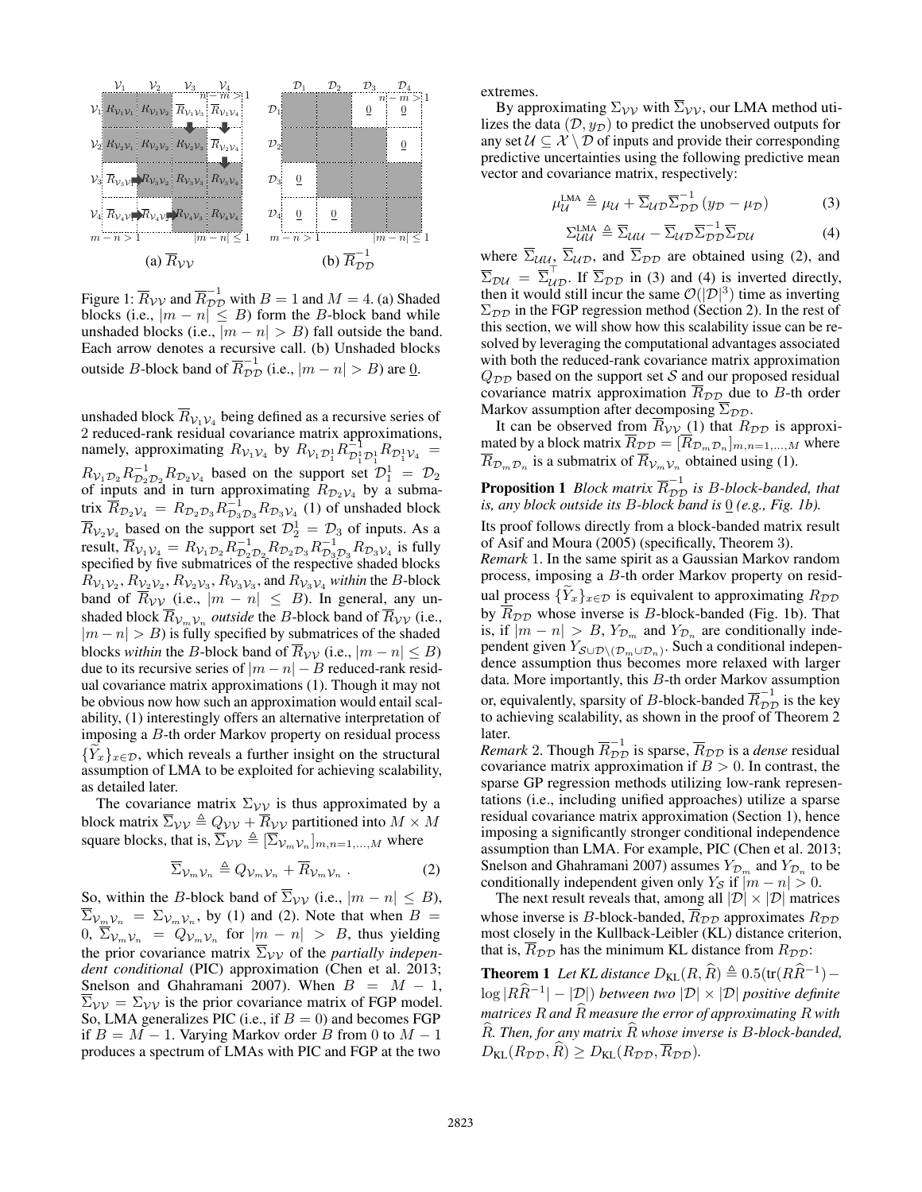Figure 1: $\overline{R}_{\mathcal{VV}}$ and $\overline{R}^{-1}_{\mathcal{DD}}$ with $B=1$ and $M=4$. (a) Shaded blocks (i.e., $|m-n|\leq B$) form the $B$-block band while unshaded blocks (i.e., $|m-n|>B$) fall outside the band. Each arrow denotes a recursive call. (b) Unshaded blocks outside $B$-block band of $\overline{R}^{-1}_{\mathcal{DD}}$ (i.e., $|m-n|>B$) are $\underline{0}$.

unshaded block $\overline{R}_{\mathcal{V}_1\mathcal{V}_4}$ being defined as a recursive series of 2 reduced-rank residual covariance matrix approximations, namely, approximating $R_{\mathcal{V}_1\mathcal{V}_4}$ by $R_{\mathcal{V}_1\mathcal{D}^1_1}R^{-1}_{\mathcal{D}^1_1\mathcal{D}^1_1}R_{\mathcal{D}^1_1\mathcal{V}_4} = R_{\mathcal{V}_1\mathcal{D}_2}R^{-1}_{\mathcal{D}_2\mathcal{D}_2}R_{\mathcal{D}_2\mathcal{V}_4}$ based on the support set $\mathcal{D}^1_1 = \mathcal{D}_2$ of inputs and in turn approximating $R_{\mathcal{D}_2\mathcal{V}_4}$ by a submatrix $\overline{R}_{\mathcal{D}_2\mathcal{V}_4} = R_{\mathcal{D}_2\mathcal{D}_3}R^{-1}_{\mathcal{D}_3\mathcal{D}_3}R_{\mathcal{D}_3\mathcal{V}_4}$ (1) of unshaded block $\overline{R}_{\mathcal{V}_2\mathcal{V}_4}$ based on the support set $\mathcal{D}^1_2 = \mathcal{D}_3$ of inputs. As a result, $\overline{R}_{\mathcal{V}_1\mathcal{V}_4} = R_{\mathcal{V}_1\mathcal{D}_2}R^{-1}_{\mathcal{D}_2\mathcal{D}_2}R_{\mathcal{D}_2\mathcal{D}_3}R^{-1}_{\mathcal{D}_3\mathcal{D}_3}R_{\mathcal{D}_3\mathcal{V}_4}$ is fully specified by five submatrices of the respective shaded blocks $R_{\mathcal{V}_1\mathcal{V}_2}, R_{\mathcal{V}_2\mathcal{V}_2}, R_{\mathcal{V}_2\mathcal{V}_3}, R_{\mathcal{V}_3\mathcal{V}_3}$, and $R_{\mathcal{V}_3\mathcal{V}_4}$ *within* the $B$-block band of $\overline{R}_{\mathcal{VV}}$ (i.e., $|m-n|\leq B$). In general, any unshaded block $\overline{R}_{\mathcal{V}_m\mathcal{V}_n}$ *outside* the $B$-block band of $\overline{R}_{\mathcal{VV}}$ (i.e., $|m-n|>B$) is fully specified by submatrices of the shaded blocks *within* the $B$-block band of $\overline{R}_{\mathcal{VV}}$ (i.e., $|m-n|\leq B$) due to its recursive series of $|m-n|-B$ reduced-rank residual covariance matrix approximations (1). Though it may not be obvious now how such an approximation would entail scalability, (1) interestingly offers an alternative interpretation of imposing a $B$-th order Markov property on residual process $\{\widetilde{Y}_x\}_{x\in\mathcal{D}}$, which reveals a further insight on the structural assumption of LMA to be exploited for achieving scalability, as detailed later.

The covariance matrix $\Sigma_{\mathcal{VV}}$ is thus approximated by a block matrix $\overline{\Sigma}_{\mathcal{VV}} \triangleq Q_{\mathcal{VV}} + \overline{R}_{\mathcal{VV}}$ partitioned into $M\times M$ square blocks, that is, $\overline{\Sigma}_{\mathcal{VV}} \triangleq [\overline{\Sigma}_{\mathcal{V}_m\mathcal{V}_n}]_{m,n=1,\ldots,M}$ where

$$\overline{\Sigma}_{\mathcal{V}_m\mathcal{V}_n} \triangleq Q_{\mathcal{V}_m\mathcal{V}_n} + \overline{R}_{\mathcal{V}_m\mathcal{V}_n}\ . \tag{2}$$

So, within the $B$-block band of $\overline{\Sigma}_{\mathcal{VV}}$ (i.e., $|m-n|\leq B$), $\overline{\Sigma}_{\mathcal{V}_m\mathcal{V}_n} = \Sigma_{\mathcal{V}_m\mathcal{V}_n}$, by (1) and (2). Note that when $B=0$, $\overline{\Sigma}_{\mathcal{V}_m\mathcal{V}_n} = Q_{\mathcal{V}_m\mathcal{V}_n}$ for $|m-n|>B$, thus yielding the prior covariance matrix $\overline{\Sigma}_{\mathcal{VV}}$ of the *partially independent conditional* (PIC) approximation (Chen et al. 2013; Snelson and Ghahramani 2007). When $B=M-1$, $\overline{\Sigma}_{\mathcal{VV}} = \Sigma_{\mathcal{VV}}$ is the prior covariance matrix of FGP model. So, LMA generalizes PIC (i.e., if $B=0$) and becomes FGP if $B=M-1$. Varying Markov order $B$ from 0 to $M-1$ produces a spectrum of LMAs with PIC and FGP at the two extremes.

By approximating $\Sigma_{\mathcal{VV}}$ with $\overline{\Sigma}_{\mathcal{VV}}$, our LMA method utilizes the data $(\mathcal{D}, y_{\mathcal{D}})$ to predict the unobserved outputs for any set $\mathcal{U}\subseteq\mathcal{X}\setminus\mathcal{D}$ of inputs and provide their corresponding predictive uncertainties using the following predictive mean vector and covariance matrix, respectively:

$$\mu^{\text{LMA}}_{\mathcal{U}} \triangleq \mu_{\mathcal{U}} + \overline{\Sigma}_{\mathcal{UD}}\overline{\Sigma}^{-1}_{\mathcal{DD}}(y_{\mathcal{D}} - \mu_{\mathcal{D}}) \tag{3}$$

$$\Sigma^{\text{LMA}}_{\mathcal{UU}} \triangleq \overline{\Sigma}_{\mathcal{UU}} - \overline{\Sigma}_{\mathcal{UD}}\overline{\Sigma}^{-1}_{\mathcal{DD}}\overline{\Sigma}_{\mathcal{DU}} \tag{4}$$

where $\overline{\Sigma}_{\mathcal{UU}}$, $\overline{\Sigma}_{\mathcal{UD}}$, and $\overline{\Sigma}_{\mathcal{DD}}$ are obtained using (2), and $\overline{\Sigma}_{\mathcal{DU}} = \overline{\Sigma}^{\top}_{\mathcal{UD}}$. If $\overline{\Sigma}_{\mathcal{DD}}$ in (3) and (4) is inverted directly, then it would still incur the same $\mathcal{O}(|\mathcal{D}|^3)$ time as inverting $\Sigma_{\mathcal{DD}}$ in the FGP regression method (Section 2). In the rest of this section, we will show how this scalability issue can be resolved by leveraging the computational advantages associated with both the reduced-rank covariance matrix approximation $Q_{\mathcal{DD}}$ based on the support set $\mathcal{S}$ and our proposed residual covariance matrix approximation $\overline{R}_{\mathcal{DD}}$ due to $B$-th order Markov assumption after decomposing $\overline{\Sigma}_{\mathcal{DD}}$.

It can be observed from $\overline{R}_{\mathcal{VV}}$ (1) that $R_{\mathcal{DD}}$ is approximated by a block matrix $\overline{R}_{\mathcal{DD}} = [\overline{R}_{\mathcal{D}_m\mathcal{D}_n}]_{m,n=1,\ldots,M}$ where $\overline{R}_{\mathcal{D}_m\mathcal{D}_n}$ is a submatrix of $\overline{R}_{\mathcal{V}_m\mathcal{V}_n}$ obtained using (1).

**Proposition 1** *Block matrix $\overline{R}^{-1}_{\mathcal{DD}}$ is $B$-block-banded, that is, any block outside its $B$-block band is $\underline{0}$ (e.g., Fig. 1b).*

Its proof follows directly from a block-banded matrix result of Asif and Moura (2005) (specifically, Theorem 3).

*Remark* 1. In the same spirit as a Gaussian Markov random process, imposing a $B$-th order Markov property on residual process $\{\widetilde{Y}_x\}_{x\in\mathcal{D}}$ is equivalent to approximating $R_{\mathcal{DD}}$ by $\overline{R}_{\mathcal{DD}}$ whose inverse is $B$-block-banded (Fig. 1b). That is, if $|m-n|>B$, $Y_{\mathcal{D}_m}$ and $Y_{\mathcal{D}_n}$ are conditionally independent given $Y_{\mathcal{S}\cup\mathcal{D}\setminus(\mathcal{D}_m\cup\mathcal{D}_n)}$. Such a conditional independence assumption thus becomes more relaxed with larger data. More importantly, this $B$-th order Markov assumption or, equivalently, sparsity of $B$-block-banded $\overline{R}^{-1}_{\mathcal{DD}}$ is the key to achieving scalability, as shown in the proof of Theorem 2 later.

*Remark* 2. Though $\overline{R}^{-1}_{\mathcal{DD}}$ is sparse, $\overline{R}_{\mathcal{DD}}$ is a *dense* residual covariance matrix approximation if $B>0$. In contrast, the sparse GP regression methods utilizing low-rank representations (i.e., including unified approaches) utilize a sparse residual covariance matrix approximation (Section 1), hence imposing a significantly stronger conditional independence assumption than LMA. For example, PIC (Chen et al. 2013; Snelson and Ghahramani 2007) assumes $Y_{\mathcal{D}_m}$ and $Y_{\mathcal{D}_n}$ to be conditionally independent given only $Y_{\mathcal{S}}$ if $|m-n|>0$.

The next result reveals that, among all $|\mathcal{D}|\times|\mathcal{D}|$ matrices whose inverse is $B$-block-banded, $\overline{R}_{\mathcal{DD}}$ approximates $R_{\mathcal{DD}}$ most closely in the Kullback-Leibler (KL) distance criterion, that is, $\overline{R}_{\mathcal{DD}}$ has the minimum KL distance from $R_{\mathcal{DD}}$:

**Theorem 1** *Let KL distance $D_{\text{KL}}(R,\widehat{R}) \triangleq 0.5(\text{tr}(R\widehat{R}^{-1}) - \log|R\widehat{R}^{-1}| - |\mathcal{D}|)$ between two $|\mathcal{D}|\times|\mathcal{D}|$ positive definite matrices $R$ and $\widehat{R}$ measure the error of approximating $R$ with $\widehat{R}$. Then, for any matrix $\widehat{R}$ whose inverse is $B$-block-banded, $D_{\text{KL}}(R_{\mathcal{DD}},\widehat{R}) \geq D_{\text{KL}}(R_{\mathcal{DD}},\overline{R}_{\mathcal{DD}})$.*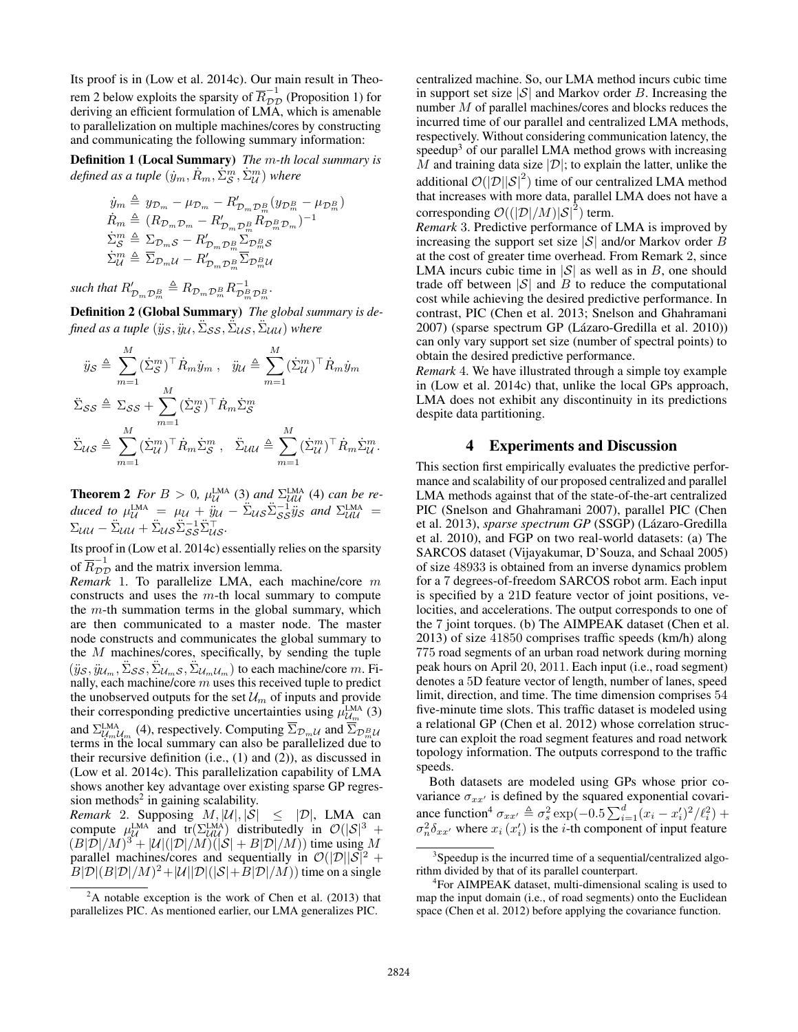Its proof is in (Low et al. 2014c). Our main result in Theorem 2 below exploits the sparsity of $\overline{R}^{-1}_{\mathcal{D}\mathcal{D}}$ (Proposition 1) for deriving an efficient formulation of LMA, which is amenable to parallelization on multiple machines/cores by constructing and communicating the following summary information:

**Definition 1 (Local Summary)** *The* $m$*-th local summary is defined as a tuple* $(\dot{y}_m, \dot{R}_m, \dot{\Sigma}^m_{\mathcal{S}}, \dot{\Sigma}^m_{\mathcal{U}})$ *where*

$$
\begin{aligned}
\dot{y}_m &\triangleq y_{\mathcal{D}_m} - \mu_{\mathcal{D}_m} - R'_{\mathcal{D}_m\mathcal{D}^B_m}(y_{\mathcal{D}^B_m} - \mu_{\mathcal{D}^B_m})\\
\dot{R}_m &\triangleq (R_{\mathcal{D}_m\mathcal{D}_m} - R'_{\mathcal{D}_m\mathcal{D}^B_m} R_{\mathcal{D}^B_m\mathcal{D}_m})^{-1}\\
\dot{\Sigma}^m_{\mathcal{S}} &\triangleq \Sigma_{\mathcal{D}_m\mathcal{S}} - R'_{\mathcal{D}_m\mathcal{D}^B_m}\Sigma_{\mathcal{D}^B_m\mathcal{S}}\\
\dot{\Sigma}^m_{\mathcal{U}} &\triangleq \overline{\Sigma}_{\mathcal{D}_m\mathcal{U}} - R'_{\mathcal{D}_m\mathcal{D}^B_m}\overline{\Sigma}_{\mathcal{D}^B_m\mathcal{U}}
\end{aligned}
$$

*such that* $R'_{\mathcal{D}_m\mathcal{D}^B_m} \triangleq R_{\mathcal{D}_m\mathcal{D}^B_m}R^{-1}_{\mathcal{D}^B_m\mathcal{D}^B_m}$.

**Definition 2 (Global Summary)** *The global summary is defined as a tuple* $(\ddot{y}_{\mathcal{S}}, \ddot{y}_{\mathcal{U}}, \ddot{\Sigma}_{\mathcal{S}\mathcal{S}}, \ddot{\Sigma}_{\mathcal{U}\mathcal{S}}, \ddot{\Sigma}_{\mathcal{U}\mathcal{U}})$ *where*

$$
\ddot{y}_{\mathcal{S}} \triangleq \sum_{m=1}^{M}(\dot{\Sigma}^m_{\mathcal{S}})^\top \dot{R}_m \dot{y}_m\ , \quad \ddot{y}_{\mathcal{U}} \triangleq \sum_{m=1}^{M}(\dot{\Sigma}^m_{\mathcal{U}})^\top \dot{R}_m \dot{y}_m
$$

$$
\ddot{\Sigma}_{\mathcal{S}\mathcal{S}} \triangleq \Sigma_{\mathcal{S}\mathcal{S}} + \sum_{m=1}^{M}(\dot{\Sigma}^m_{\mathcal{S}})^\top \dot{R}_m \dot{\Sigma}^m_{\mathcal{S}}
$$

$$
\ddot{\Sigma}_{\mathcal{U}\mathcal{S}} \triangleq \sum_{m=1}^{M}(\dot{\Sigma}^m_{\mathcal{U}})^\top \dot{R}_m \dot{\Sigma}^m_{\mathcal{S}}\ , \quad \ddot{\Sigma}_{\mathcal{U}\mathcal{U}} \triangleq \sum_{m=1}^{M}(\dot{\Sigma}^m_{\mathcal{U}})^\top \dot{R}_m \dot{\Sigma}^m_{\mathcal{U}}.
$$

**Theorem 2** *For* $B > 0$*,* $\mu^{\text{LMA}}_{\mathcal{U}}$ (3) *and* $\Sigma^{\text{LMA}}_{\mathcal{U}\mathcal{U}}$ (4) *can be reduced to* $\mu^{\text{LMA}}_{\mathcal{U}} = \mu_{\mathcal{U}} + \ddot{y}_{\mathcal{U}} - \ddot{\Sigma}_{\mathcal{U}\mathcal{S}}\ddot{\Sigma}^{-1}_{\mathcal{S}\mathcal{S}}\ddot{y}_{\mathcal{S}}$ *and* $\Sigma^{\text{LMA}}_{\mathcal{U}\mathcal{U}} = \Sigma_{\mathcal{U}\mathcal{U}} - \ddot{\Sigma}_{\mathcal{U}\mathcal{U}} + \ddot{\Sigma}_{\mathcal{U}\mathcal{S}}\ddot{\Sigma}^{-1}_{\mathcal{S}\mathcal{S}}\ddot{\Sigma}^\top_{\mathcal{U}\mathcal{S}}$*.*

Its proof in (Low et al. 2014c) essentially relies on the sparsity of $\overline{R}^{-1}_{\mathcal{D}\mathcal{D}}$ and the matrix inversion lemma.

*Remark* 1. To parallelize LMA, each machine/core $m$ constructs and uses the $m$-th local summary to compute the $m$-th summation terms in the global summary, which are then communicated to a master node. The master node constructs and communicates the global summary to the $M$ machines/cores, specifically, by sending the tuple $(\ddot{y}_{\mathcal{S}}, \ddot{y}_{\mathcal{U}_m}, \ddot{\Sigma}_{\mathcal{S}\mathcal{S}}, \ddot{\Sigma}_{\mathcal{U}_m\mathcal{S}}, \ddot{\Sigma}_{\mathcal{U}_m\mathcal{U}_m})$ to each machine/core $m$. Finally, each machine/core $m$ uses this received tuple to predict the unobserved outputs for the set $\mathcal{U}_m$ of inputs and provide their corresponding predictive uncertainties using $\mu^{\text{LMA}}_{\mathcal{U}_m}$ (3) and $\Sigma^{\text{LMA}}_{\mathcal{U}_m\mathcal{U}_m}$ (4), respectively. Computing $\overline{\Sigma}_{\mathcal{D}_m\mathcal{U}}$ and $\overline{\Sigma}_{\mathcal{D}^B_m\mathcal{U}}$ terms in the local summary can also be parallelized due to their recursive definition (i.e., (1) and (2)), as discussed in (Low et al. 2014c). This parallelization capability of LMA shows another key advantage over existing sparse GP regression methods[2] in gaining scalability.

*Remark* 2. Supposing $M, |\mathcal{U}|, |\mathcal{S}| \leq |\mathcal{D}|$, LMA can compute $\mu^{\text{LMA}}_{\mathcal{U}}$ and $\text{tr}(\Sigma^{\text{LMA}}_{\mathcal{U}\mathcal{U}})$ distributedly in $\mathcal{O}(|\mathcal{S}|^3 + (B|\mathcal{D}|/M)^3 + |\mathcal{U}|(|\mathcal{D}|/M)(|\mathcal{S}| + B|\mathcal{D}|/M))$ time using $M$ parallel machines/cores and sequentially in $\mathcal{O}(|\mathcal{D}||\mathcal{S}|^2 + B|\mathcal{D}|(B|\mathcal{D}|/M)^2 + |\mathcal{U}||\mathcal{D}|(|\mathcal{S}| + B|\mathcal{D}|/M))$ time on a single centralized machine. So, our LMA method incurs cubic time in support set size $|\mathcal{S}|$ and Markov order $B$. Increasing the number $M$ of parallel machines/cores and blocks reduces the incurred time of our parallel and centralized LMA methods, respectively. Without considering communication latency, the speedup[3] of our parallel LMA method grows with increasing $M$ and training data size $|\mathcal{D}|$; to explain the latter, unlike the additional $\mathcal{O}(|\mathcal{D}||\mathcal{S}|^2)$ time of our centralized LMA method that increases with more data, parallel LMA does not have a corresponding $\mathcal{O}((|\mathcal{D}|/M)|\mathcal{S}|^2)$ term.

*Remark* 3. Predictive performance of LMA is improved by increasing the support set size $|\mathcal{S}|$ and/or Markov order $B$ at the cost of greater time overhead. From Remark 2, since LMA incurs cubic time in $|\mathcal{S}|$ as well as in $B$, one should trade off between $|\mathcal{S}|$ and $B$ to reduce the computational cost while achieving the desired predictive performance. In contrast, PIC (Chen et al. 2013; Snelson and Ghahramani 2007) (sparse spectrum GP (Lázaro-Gredilla et al. 2010)) can only vary support set size (number of spectral points) to obtain the desired predictive performance.

*Remark* 4. We have illustrated through a simple toy example in (Low et al. 2014c) that, unlike the local GPs approach, LMA does not exhibit any discontinuity in its predictions despite data partitioning.

# 4 Experiments and Discussion

This section first empirically evaluates the predictive performance and scalability of our proposed centralized and parallel LMA methods against that of the state-of-the-art centralized PIC (Snelson and Ghahramani 2007), parallel PIC (Chen et al. 2013), *sparse spectrum GP* (SSGP) (Lázaro-Gredilla et al. 2010), and FGP on two real-world datasets: (a) The SARCOS dataset (Vijayakumar, D'Souza, and Schaal 2005) of size 48933 is obtained from an inverse dynamics problem for a 7 degrees-of-freedom SARCOS robot arm. Each input is specified by a 21D feature vector of joint positions, velocities, and accelerations. The output corresponds to one of the 7 joint torques. (b) The AIMPEAK dataset (Chen et al. 2013) of size 41850 comprises traffic speeds (km/h) along 775 road segments of an urban road network during morning peak hours on April 20, 2011. Each input (i.e., road segment) denotes a 5D feature vector of length, number of lanes, speed limit, direction, and time. The time dimension comprises 54 five-minute time slots. This traffic dataset is modeled using a relational GP (Chen et al. 2012) whose correlation structure can exploit the road segment features and road network topology information. The outputs correspond to the traffic speeds.

Both datasets are modeled using GPs whose prior covariance $\sigma_{xx'}$ is defined by the squared exponential covariance function[4] $\sigma_{xx'} \triangleq \sigma^2_s \exp(-0.5\sum^d_{i=1}(x_i - x'_i)^2/\ell^2_i) + \sigma^2_n\delta_{xx'}$ where $x_i$ ($x'_i$) is the $i$-th component of input feature

[2] A notable exception is the work of Chen et al. (2013) that parallelizes PIC. As mentioned earlier, our LMA generalizes PIC.

[3] Speedup is the incurred time of a sequential/centralized algorithm divided by that of its parallel counterpart.

[4] For AIMPEAK dataset, multi-dimensional scaling is used to map the input domain (i.e., of road segments) onto the Euclidean space (Chen et al. 2012) before applying the covariance function.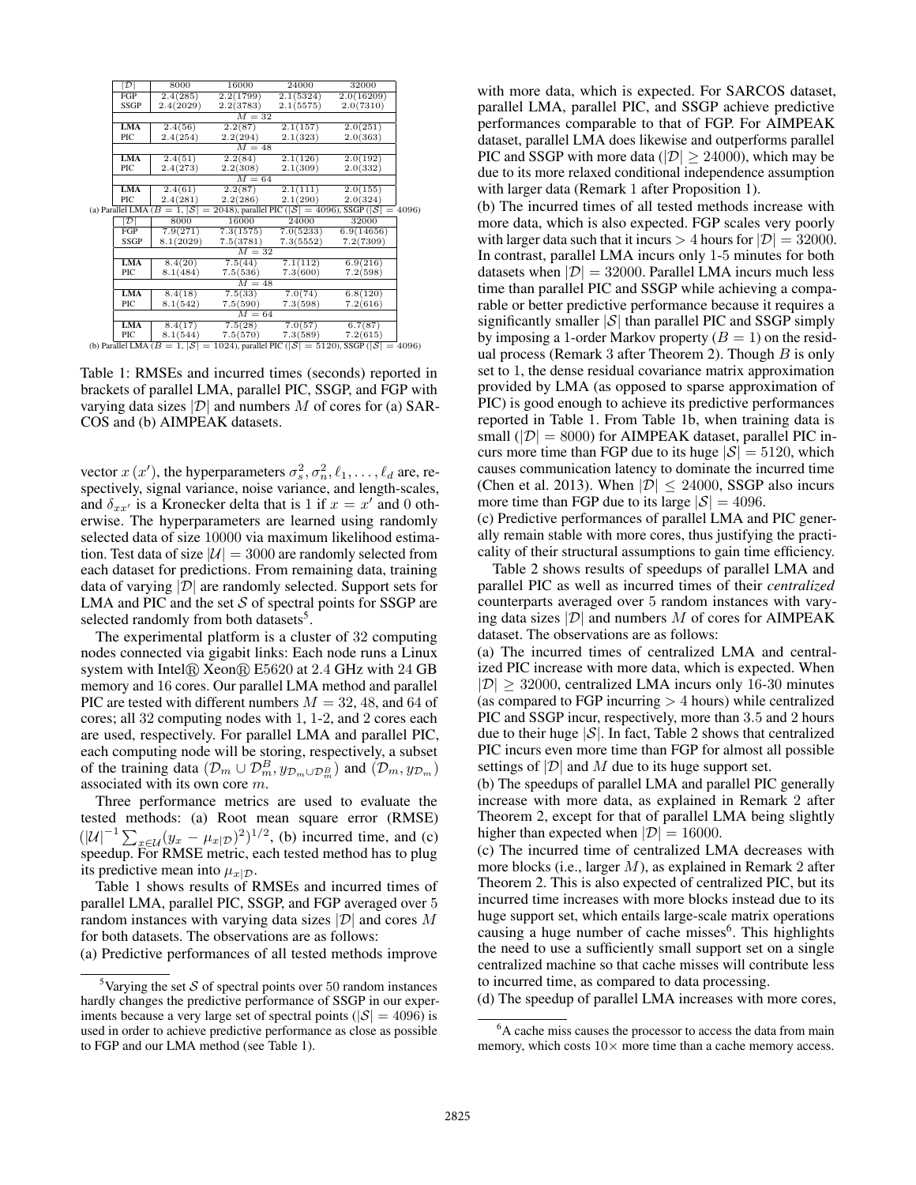| $\|\mathcal{D}\|$ | 8000 | 16000 | 24000 | 32000 |
|---|---|---|---|---|
| FGP | 2.4(285) | 2.2(1799) | 2.1(5324) | 2.0(16209) |
| SSGP | 2.4(2029) | 2.2(3783) | 2.1(5575) | 2.0(7310) |
| | | $M = 32$ | | |
| **LMA** | 2.4(56) | 2.2(87) | 2.1(157) | 2.0(251) |
| PIC | 2.4(254) | 2.2(294) | 2.1(323) | 2.0(363) |
| | | $M = 48$ | | |
| **LMA** | 2.4(51) | 2.2(84) | 2.1(126) | 2.0(192) |
| PIC | 2.4(273) | 2.2(308) | 2.1(309) | 2.0(332) |
| | | $M = 64$ | | |
| **LMA** | 2.4(61) | 2.2(87) | 2.1(111) | 2.0(155) |
| PIC | 2.4(281) | 2.2(286) | 2.1(290) | 2.0(324) |

(a) Parallel LMA ($B = 1$, $|\mathcal{S}| = 2048$), parallel PIC ($|\mathcal{S}| = 4096$), SSGP ($|\mathcal{S}| = 4096$)

| $\|\mathcal{D}\|$ | 8000 | 16000 | 24000 | 32000 |
|---|---|---|---|---|
| FGP | 7.9(271) | 7.3(1575) | 7.0(5233) | 6.9(14656) |
| SSGP | 8.1(2029) | 7.5(3781) | 7.3(5552) | 7.2(7309) |
| | | $M = 32$ | | |
| **LMA** | 8.4(20) | 7.5(44) | 7.1(112) | 6.9(216) |
| PIC | 8.1(484) | 7.5(536) | 7.3(600) | 7.2(598) |
| | | $M = 48$ | | |
| **LMA** | 8.4(18) | 7.5(33) | 7.0(74) | 6.8(120) |
| PIC | 8.1(542) | 7.5(590) | 7.3(598) | 7.2(616) |
| | | $M = 64$ | | |
| **LMA** | 8.4(17) | 7.5(28) | 7.0(57) | 6.7(87) |
| PIC | 8.1(544) | 7.5(570) | 7.3(589) | 7.2(615) |

(b) Parallel LMA ($B = 1$, $|\mathcal{S}| = 1024$), parallel PIC ($|\mathcal{S}| = 5120$), SSGP ($|\mathcal{S}| = 4096$)

Table 1: RMSEs and incurred times (seconds) reported in brackets of parallel LMA, parallel PIC, SSGP, and FGP with varying data sizes $|\mathcal{D}|$ and numbers $M$ of cores for (a) SARCOS and (b) AIMPEAK datasets.

vector $x$ ($x'$), the hyperparameters $\sigma_s^2, \sigma_n^2, \ell_1, \ldots, \ell_d$ are, respectively, signal variance, noise variance, and length-scales, and $\delta_{xx'}$ is a Kronecker delta that is 1 if $x = x'$ and 0 otherwise. The hyperparameters are learned using randomly selected data of size 10000 via maximum likelihood estimation. Test data of size $|\mathcal{U}| = 3000$ are randomly selected from each dataset for predictions. From remaining data, training data of varying $|\mathcal{D}|$ are randomly selected. Support sets for LMA and PIC and the set $\mathcal{S}$ of spectral points for SSGP are selected randomly from both datasets[5].

The experimental platform is a cluster of 32 computing nodes connected via gigabit links: Each node runs a Linux system with Intel® Xeon® E5620 at 2.4 GHz with 24 GB memory and 16 cores. Our parallel LMA method and parallel PIC are tested with different numbers $M = 32$, 48, and 64 of cores; all 32 computing nodes with 1, 1-2, and 2 cores each are used, respectively. For parallel LMA and parallel PIC, each computing node will be storing, respectively, a subset of the training data $(\mathcal{D}_m \cup \mathcal{D}_m^B, y_{\mathcal{D}_m \cup \mathcal{D}_m^B})$ and $(\mathcal{D}_m, y_{\mathcal{D}_m})$ associated with its own core $m$.

Three performance metrics are used to evaluate the tested methods: (a) Root mean square error (RMSE) $(|\mathcal{U}|^{-1} \sum_{x \in \mathcal{U}} (y_x - \mu_{x|\mathcal{D}})^2)^{1/2}$, (b) incurred time, and (c) speedup. For RMSE metric, each tested method has to plug its predictive mean into $\mu_{x|\mathcal{D}}$.

Table 1 shows results of RMSEs and incurred times of parallel LMA, parallel PIC, SSGP, and FGP averaged over 5 random instances with varying data sizes $|\mathcal{D}|$ and cores $M$ for both datasets. The observations are as follows:

(a) Predictive performances of all tested methods improve with more data, which is expected. For SARCOS dataset, parallel LMA, parallel PIC, and SSGP achieve predictive performances comparable to that of FGP. For AIMPEAK dataset, parallel LMA does likewise and outperforms parallel PIC and SSGP with more data ($|\mathcal{D}| \geq 24000$), which may be due to its more relaxed conditional independence assumption with larger data (Remark 1 after Proposition 1).

(b) The incurred times of all tested methods increase with more data, which is also expected. FGP scales very poorly with larger data such that it incurs $> 4$ hours for $|\mathcal{D}| = 32000$. In contrast, parallel LMA incurs only 1-5 minutes for both datasets when $|\mathcal{D}| = 32000$. Parallel LMA incurs much less time than parallel PIC and SSGP while achieving a comparable or better predictive performance because it requires a significantly smaller $|\mathcal{S}|$ than parallel PIC and SSGP simply by imposing a 1-order Markov property ($B = 1$) on the residual process (Remark 3 after Theorem 2). Though $B$ is only set to 1, the dense residual covariance matrix approximation provided by LMA (as opposed to sparse approximation of PIC) is good enough to achieve its predictive performances reported in Table 1. From Table 1b, when training data is small ($|\mathcal{D}| = 8000$) for AIMPEAK dataset, parallel PIC incurs more time than FGP due to its huge $|\mathcal{S}| = 5120$, which causes communication latency to dominate the incurred time (Chen et al. 2013). When $|\mathcal{D}| \leq 24000$, SSGP also incurs more time than FGP due to its large $|\mathcal{S}| = 4096$.

(c) Predictive performances of parallel LMA and PIC generally remain stable with more cores, thus justifying the practicality of their structural assumptions to gain time efficiency.

Table 2 shows results of speedups of parallel LMA and parallel PIC as well as incurred times of their *centralized* counterparts averaged over 5 random instances with varying data sizes $|\mathcal{D}|$ and numbers $M$ of cores for AIMPEAK dataset. The observations are as follows:

(a) The incurred times of centralized LMA and centralized PIC increase with more data, which is expected. When $|\mathcal{D}| \geq 32000$, centralized LMA incurs only 16-30 minutes (as compared to FGP incurring $> 4$ hours) while centralized PIC and SSGP incur, respectively, more than 3.5 and 2 hours due to their huge $|\mathcal{S}|$. In fact, Table 2 shows that centralized PIC incurs even more time than FGP for almost all possible settings of $|\mathcal{D}|$ and $M$ due to its huge support set.

(b) The speedups of parallel LMA and parallel PIC generally increase with more data, as explained in Remark 2 after Theorem 2, except for that of parallel LMA being slightly higher than expected when $|\mathcal{D}| = 16000$.

(c) The incurred time of centralized LMA decreases with more blocks (i.e., larger $M$), as explained in Remark 2 after Theorem 2. This is also expected of centralized PIC, but its incurred time increases with more blocks instead due to its huge support set, which entails large-scale matrix operations causing a huge number of cache misses[6]. This highlights the need to use a sufficiently small support set on a single centralized machine so that cache misses will contribute less to incurred time, as compared to data processing.

(d) The speedup of parallel LMA increases with more cores,

[5] Varying the set $\mathcal{S}$ of spectral points over 50 random instances hardly changes the predictive performance of SSGP in our experiments because a very large set of spectral points ($|\mathcal{S}| = 4096$) is used in order to achieve predictive performance as close as possible to FGP and our LMA method (see Table 1).

[6] A cache miss causes the processor to access the data from main memory, which costs $10\times$ more time than a cache memory access.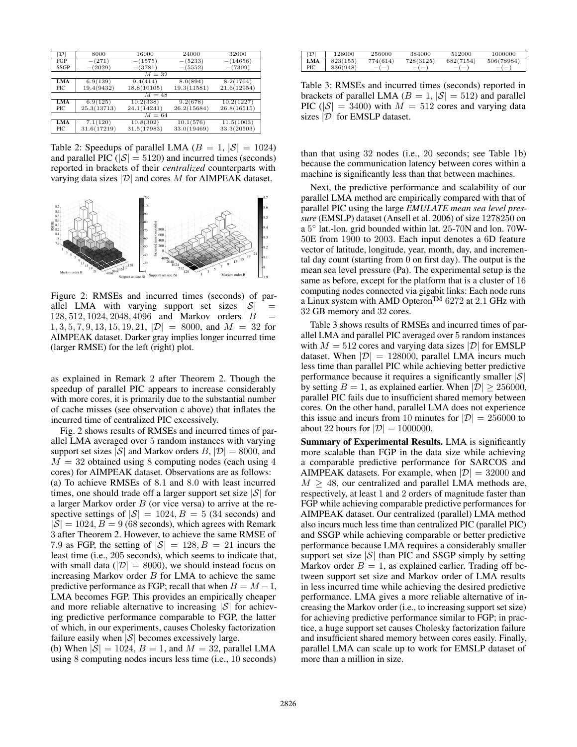| $\|\mathcal{D}\|$ | 8000 | 16000 | 24000 | 32000 |
|---|---|---|---|---|
| FGP | $-(271)$ | $-(1575)$ | $-(5233)$ | $-(14656)$ |
| SSGP | $-(2029)$ | $-(3781)$ | $-(5552)$ | $-(7309)$ |
| | | $M = 32$ | | |
| **LMA** | 6.9(139) | 9.4(414) | 8.0(894) | 8.2(1764) |
| PIC | 19.4(9432) | 18.8(10105) | 19.3(11581) | 21.6(12954) |
| | | $M = 48$ | | |
| **LMA** | 6.9(125) | 10.2(338) | 9.2(678) | 10.2(1227) |
| PIC | 25.3(13713) | 24.1(14241) | 26.2(15684) | 26.8(16515) |
| | | $M = 64$ | | |
| **LMA** | 7.1(120) | 10.8(302) | 10.1(576) | 11.5(1003) |
| PIC | 31.6(17219) | 31.5(17983) | 33.0(19469) | 33.3(20503) |

Table 2: Speedups of parallel LMA ($B = 1, |\mathcal{S}| = 1024$) and parallel PIC ($|\mathcal{S}| = 5120$) and incurred times (seconds) reported in brackets of their *centralized* counterparts with varying data sizes $|\mathcal{D}|$ and cores $M$ for AIMPEAK dataset.

Figure 2: RMSEs and incurred times (seconds) of parallel LMA with varying support set sizes $|\mathcal{S}| = 128, 512, 1024, 2048, 4096$ and Markov orders $B = 1, 3, 5, 7, 9, 13, 15, 19, 21$, $|\mathcal{D}| = 8000$, and $M = 32$ for AIMPEAK dataset. Darker gray implies longer incurred time (larger RMSE) for the left (right) plot.

as explained in Remark 2 after Theorem 2. Though the speedup of parallel PIC appears to increase considerably with more cores, it is primarily due to the substantial number of cache misses (see observation c above) that inflates the incurred time of centralized PIC excessively.

Fig. 2 shows results of RMSEs and incurred times of parallel LMA averaged over 5 random instances with varying support set sizes $|\mathcal{S}|$ and Markov orders $B$, $|\mathcal{D}| = 8000$, and $M = 32$ obtained using 8 computing nodes (each using 4 cores) for AIMPEAK dataset. Observations are as follows:

(a) To achieve RMSEs of 8.1 and 8.0 with least incurred times, one should trade off a larger support set size $|\mathcal{S}|$ for a larger Markov order $B$ (or vice versa) to arrive at the respective settings of $|\mathcal{S}| = 1024, B = 5$ (34 seconds) and $|\mathcal{S}| = 1024, B = 9$ (68 seconds), which agrees with Remark 3 after Theorem 2. However, to achieve the same RMSE of 7.9 as FGP, the setting of $|\mathcal{S}| = 128, B = 21$ incurs the least time (i.e., 205 seconds), which seems to indicate that, with small data ($|\mathcal{D}| = 8000$), we should instead focus on increasing Markov order $B$ for LMA to achieve the same predictive performance as FGP; recall that when $B = M - 1$, LMA becomes FGP. This provides an empirically cheaper and more reliable alternative to increasing $|\mathcal{S}|$ for achieving predictive performance comparable to FGP, the latter of which, in our experiments, causes Cholesky factorization failure easily when $|\mathcal{S}|$ becomes excessively large.

(b) When $|\mathcal{S}| = 1024$, $B = 1$, and $M = 32$, parallel LMA using 8 computing nodes incurs less time (i.e., 10 seconds) than that using 32 nodes (i.e., 20 seconds; see Table 1b) because the communication latency between cores within a machine is significantly less than that between machines.

Next, the predictive performance and scalability of our parallel LMA method are empirically compared with that of parallel PIC using the large *EMULATE mean sea level pressure* (EMSLP) dataset (Ansell et al. 2006) of size 1278250 on a 5° lat.-lon. grid bounded within lat. 25-70N and lon. 70W-50E from 1900 to 2003. Each input denotes a 6D feature vector of latitude, longitude, year, month, day, and incremental day count (starting from 0 on first day). The output is the mean sea level pressure (Pa). The experimental setup is the same as before, except for the platform that is a cluster of 16 computing nodes connected via gigabit links: Each node runs a Linux system with AMD Opteron™ 6272 at 2.1 GHz with 32 GB memory and 32 cores.

| $\|\mathcal{D}\|$ | 128000 | 256000 | 384000 | 512000 | 1000000 |
|---|---|---|---|---|---|
| **LMA** | 823(155) | 774(614) | 728(3125) | 682(7154) | 506(78984) |
| PIC | 836(948) | $-(-)$ | $-(-)$ | $-(-)$ | $-(-)$ |

Table 3: RMSEs and incurred times (seconds) reported in brackets of parallel LMA ($B = 1, |\mathcal{S}| = 512$) and parallel PIC ($|\mathcal{S}| = 3400$) with $M = 512$ cores and varying data sizes $|\mathcal{D}|$ for EMSLP dataset.

Table 3 shows results of RMSEs and incurred times of parallel LMA and parallel PIC averaged over 5 random instances with $M = 512$ cores and varying data sizes $|\mathcal{D}|$ for EMSLP dataset. When $|\mathcal{D}| = 128000$, parallel LMA incurs much less time than parallel PIC while achieving better predictive performance because it requires a significantly smaller $|\mathcal{S}|$ by setting $B = 1$, as explained earlier. When $|\mathcal{D}| \geq 256000$, parallel PIC fails due to insufficient shared memory between cores. On the other hand, parallel LMA does not experience this issue and incurs from 10 minutes for $|\mathcal{D}| = 256000$ to about 22 hours for $|\mathcal{D}| = 1000000$.

**Summary of Experimental Results.** LMA is significantly more scalable than FGP in the data size while achieving a comparable predictive performance for SARCOS and AIMPEAK datasets. For example, when $|\mathcal{D}| = 32000$ and $M \geq 48$, our centralized and parallel LMA methods are, respectively, at least 1 and 2 orders of magnitude faster than FGP while achieving comparable predictive performances for AIMPEAK dataset. Our centralized (parallel) LMA method also incurs much less time than centralized PIC (parallel PIC) and SSGP while achieving comparable or better predictive performance because LMA requires a considerably smaller support set size $|\mathcal{S}|$ than PIC and SSGP simply by setting Markov order $B = 1$, as explained earlier. Trading off between support set size and Markov order of LMA results in less incurred time while achieving the desired predictive performance. LMA gives a more reliable alternative of increasing the Markov order (i.e., to increasing support set size) for achieving predictive performance similar to FGP; in practice, a huge support set causes Cholesky factorization failure and insufficient shared memory between cores easily. Finally, parallel LMA can scale up to work for EMSLP dataset of more than a million in size.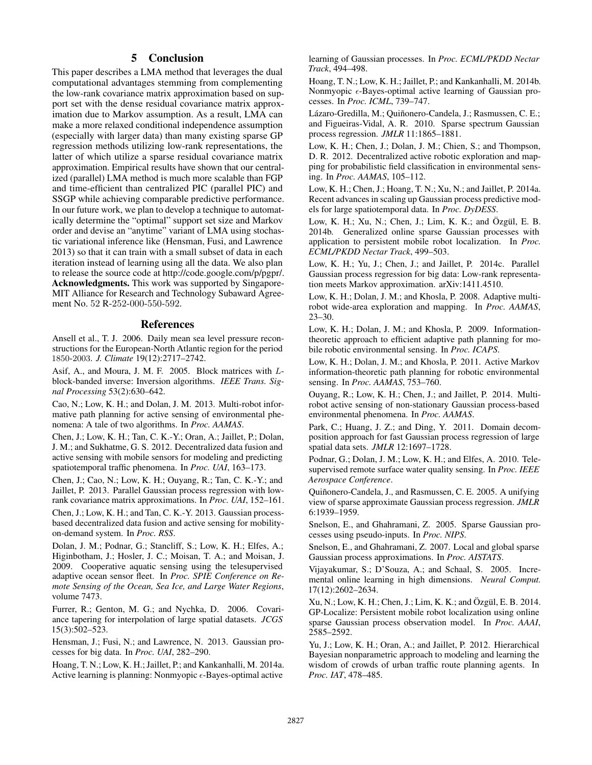## 5 Conclusion

This paper describes a LMA method that leverages the dual computational advantages stemming from complementing the low-rank covariance matrix approximation based on support set with the dense residual covariance matrix approximation due to Markov assumption. As a result, LMA can make a more relaxed conditional independence assumption (especially with larger data) than many existing sparse GP regression methods utilizing low-rank representations, the latter of which utilize a sparse residual covariance matrix approximation. Empirical results have shown that our centralized (parallel) LMA method is much more scalable than FGP and time-efficient than centralized PIC (parallel PIC) and SSGP while achieving comparable predictive performance. In our future work, we plan to develop a technique to automatically determine the "optimal" support set size and Markov order and devise an "anytime" variant of LMA using stochastic variational inference like (Hensman, Fusi, and Lawrence 2013) so that it can train with a small subset of data in each iteration instead of learning using all the data. We also plan to release the source code at http://code.google.com/p/pgpr/.

**Acknowledgments.** This work was supported by Singapore-MIT Alliance for Research and Technology Subaward Agreement No. 52 R-252-000-550-592.

## References

Ansell et al., T. J. 2006. Daily mean sea level pressure reconstructions for the European-North Atlantic region for the period 1850-2003. *J. Climate* 19(12):2717–2742.

Asif, A., and Moura, J. M. F. 2005. Block matrices with $L$-block-banded inverse: Inversion algorithms. *IEEE Trans. Signal Processing* 53(2):630–642.

Cao, N.; Low, K. H.; and Dolan, J. M. 2013. Multi-robot informative path planning for active sensing of environmental phenomena: A tale of two algorithms. In *Proc. AAMAS*.

Chen, J.; Low, K. H.; Tan, C. K.-Y.; Oran, A.; Jaillet, P.; Dolan, J. M.; and Sukhatme, G. S. 2012. Decentralized data fusion and active sensing with mobile sensors for modeling and predicting spatiotemporal traffic phenomena. In *Proc. UAI*, 163–173.

Chen, J.; Cao, N.; Low, K. H.; Ouyang, R.; Tan, C. K.-Y.; and Jaillet, P. 2013. Parallel Gaussian process regression with low-rank covariance matrix approximations. In *Proc. UAI*, 152–161.

Chen, J.; Low, K. H.; and Tan, C. K.-Y. 2013. Gaussian process-based decentralized data fusion and active sensing for mobility-on-demand system. In *Proc. RSS*.

Dolan, J. M.; Podnar, G.; Stancliff, S.; Low, K. H.; Elfes, A.; Higinbotham, J.; Hosler, J. C.; Moisan, T. A.; and Moisan, J. 2009. Cooperative aquatic sensing using the telesupervised adaptive ocean sensor fleet. In *Proc. SPIE Conference on Remote Sensing of the Ocean, Sea Ice, and Large Water Regions*, volume 7473.

Furrer, R.; Genton, M. G.; and Nychka, D. 2006. Covariance tapering for interpolation of large spatial datasets. *JCGS* 15(3):502–523.

Hensman, J.; Fusi, N.; and Lawrence, N. 2013. Gaussian processes for big data. In *Proc. UAI*, 282–290.

Hoang, T. N.; Low, K. H.; Jaillet, P.; and Kankanhalli, M. 2014a. Active learning is planning: Nonmyopic $\epsilon$-Bayes-optimal active learning of Gaussian processes. In *Proc. ECML/PKDD Nectar Track*, 494–498.

Hoang, T. N.; Low, K. H.; Jaillet, P.; and Kankanhalli, M. 2014b. Nonmyopic $\epsilon$-Bayes-optimal active learning of Gaussian processes. In *Proc. ICML*, 739–747.

Lázaro-Gredilla, M.; Quiñonero-Candela, J.; Rasmussen, C. E.; and Figueiras-Vidal, A. R. 2010. Sparse spectrum Gaussian process regression. *JMLR* 11:1865–1881.

Low, K. H.; Chen, J.; Dolan, J. M.; Chien, S.; and Thompson, D. R. 2012. Decentralized active robotic exploration and mapping for probabilistic field classification in environmental sensing. In *Proc. AAMAS*, 105–112.

Low, K. H.; Chen, J.; Hoang, T. N.; Xu, N.; and Jaillet, P. 2014a. Recent advances in scaling up Gaussian process predictive models for large spatiotemporal data. In *Proc. DyDESS*.

Low, K. H.; Xu, N.; Chen, J.; Lim, K. K.; and Özgül, E. B. 2014b. Generalized online sparse Gaussian processes with application to persistent mobile robot localization. In *Proc. ECML/PKDD Nectar Track*, 499–503.

Low, K. H.; Yu, J.; Chen, J.; and Jaillet, P. 2014c. Parallel Gaussian process regression for big data: Low-rank representation meets Markov approximation. arXiv:1411.4510.

Low, K. H.; Dolan, J. M.; and Khosla, P. 2008. Adaptive multi-robot wide-area exploration and mapping. In *Proc. AAMAS*, 23–30.

Low, K. H.; Dolan, J. M.; and Khosla, P. 2009. Information-theoretic approach to efficient adaptive path planning for mobile robotic environmental sensing. In *Proc. ICAPS*.

Low, K. H.; Dolan, J. M.; and Khosla, P. 2011. Active Markov information-theoretic path planning for robotic environmental sensing. In *Proc. AAMAS*, 753–760.

Ouyang, R.; Low, K. H.; Chen, J.; and Jaillet, P. 2014. Multi-robot active sensing of non-stationary Gaussian process-based environmental phenomena. In *Proc. AAMAS*.

Park, C.; Huang, J. Z.; and Ding, Y. 2011. Domain decomposition approach for fast Gaussian process regression of large spatial data sets. *JMLR* 12:1697–1728.

Podnar, G.; Dolan, J. M.; Low, K. H.; and Elfes, A. 2010. Telesupervised remote surface water quality sensing. In *Proc. IEEE Aerospace Conference*.

Quiñonero-Candela, J., and Rasmussen, C. E. 2005. A unifying view of sparse approximate Gaussian process regression. *JMLR* 6:1939–1959.

Snelson, E., and Ghahramani, Z. 2005. Sparse Gaussian processes using pseudo-inputs. In *Proc. NIPS*.

Snelson, E., and Ghahramani, Z. 2007. Local and global sparse Gaussian process approximations. In *Proc. AISTATS*.

Vijayakumar, S.; D'Souza, A.; and Schaal, S. 2005. Incremental online learning in high dimensions. *Neural Comput.* 17(12):2602–2634.

Xu, N.; Low, K. H.; Chen, J.; Lim, K. K.; and Özgül, E. B. 2014. GP-Localize: Persistent mobile robot localization using online sparse Gaussian process observation model. In *Proc. AAAI*, 2585–2592.

Yu, J.; Low, K. H.; Oran, A.; and Jaillet, P. 2012. Hierarchical Bayesian nonparametric approach to modeling and learning the wisdom of crowds of urban traffic route planning agents. In *Proc. IAT*, 478–485.